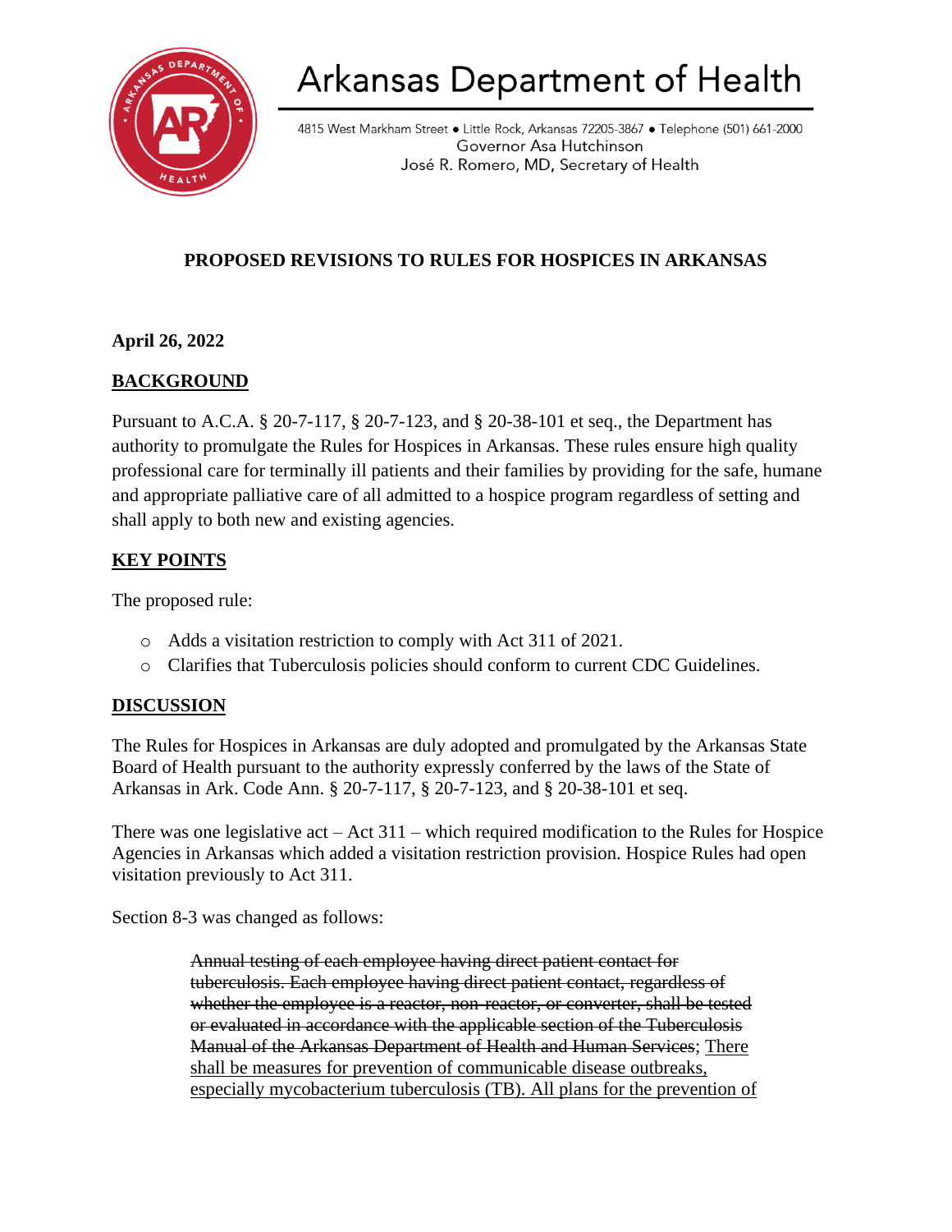# Arkansas Department of Health

4815 West Markham Street • Little Rock, Arkansas 72205-3867 • Telephone (501) 661-2000
Governor Asa Hutchinson
José R. Romero, MD, Secretary of Health

## PROPOSED REVISIONS TO RULES FOR HOSPICES IN ARKANSAS

**April 26, 2022**

## BACKGROUND

Pursuant to A.C.A. § 20-7-117, § 20-7-123, and § 20-38-101 et seq., the Department has authority to promulgate the Rules for Hospices in Arkansas. These rules ensure high quality professional care for terminally ill patients and their families by providing for the safe, humane and appropriate palliative care of all admitted to a hospice program regardless of setting and shall apply to both new and existing agencies.

## KEY POINTS

The proposed rule:

- Adds a visitation restriction to comply with Act 311 of 2021.
- Clarifies that Tuberculosis policies should conform to current CDC Guidelines.

## DISCUSSION

The Rules for Hospices in Arkansas are duly adopted and promulgated by the Arkansas State Board of Health pursuant to the authority expressly conferred by the laws of the State of Arkansas in Ark. Code Ann. § 20-7-117, § 20-7-123, and § 20-38-101 et seq.

There was one legislative act – Act 311 – which required modification to the Rules for Hospice Agencies in Arkansas which added a visitation restriction provision. Hospice Rules had open visitation previously to Act 311.

Section 8-3 was changed as follows:

> ~~Annual testing of each employee having direct patient contact for tuberculosis. Each employee having direct patient contact, regardless of whether the employee is a reactor, non-reactor, or converter, shall be tested or evaluated in accordance with the applicable section of the Tuberculosis Manual of the Arkansas Department of Health and Human Services~~; <u>There shall be measures for prevention of communicable disease outbreaks, especially mycobacterium tuberculosis (TB). All plans for the prevention of</u>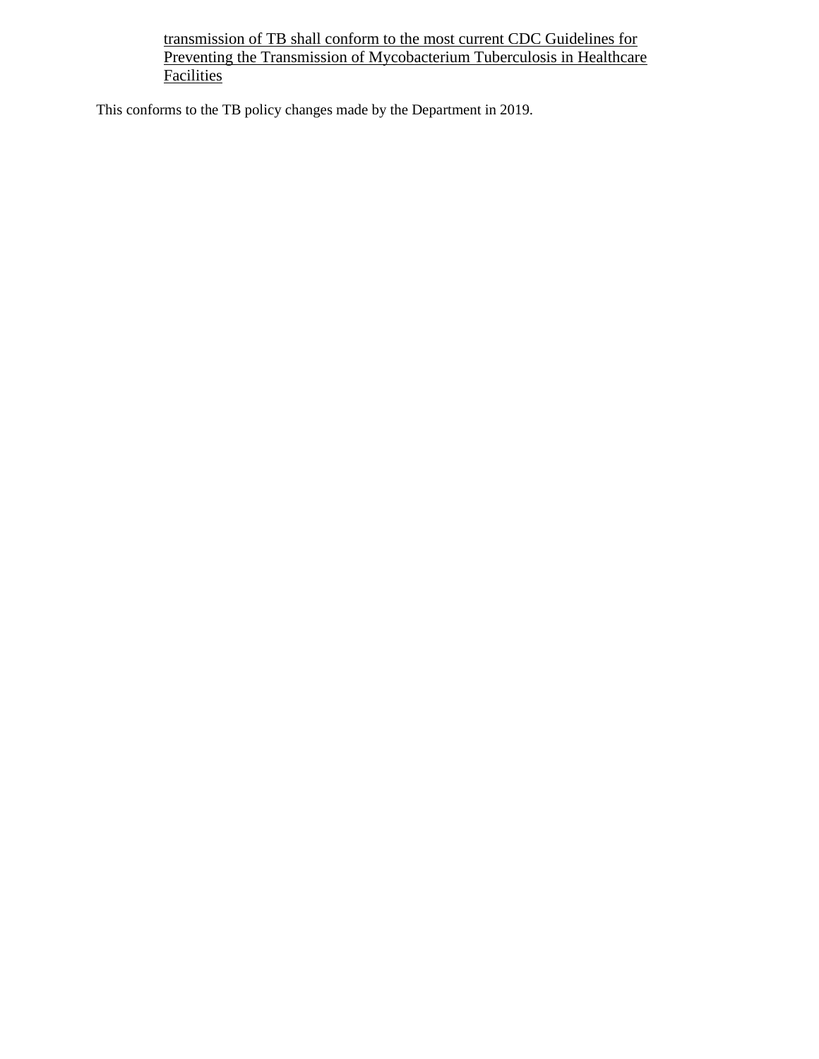<u>transmission of TB shall conform to the most current CDC Guidelines for Preventing the Transmission of Mycobacterium Tuberculosis in Healthcare Facilities</u>

This conforms to the TB policy changes made by the Department in 2019.